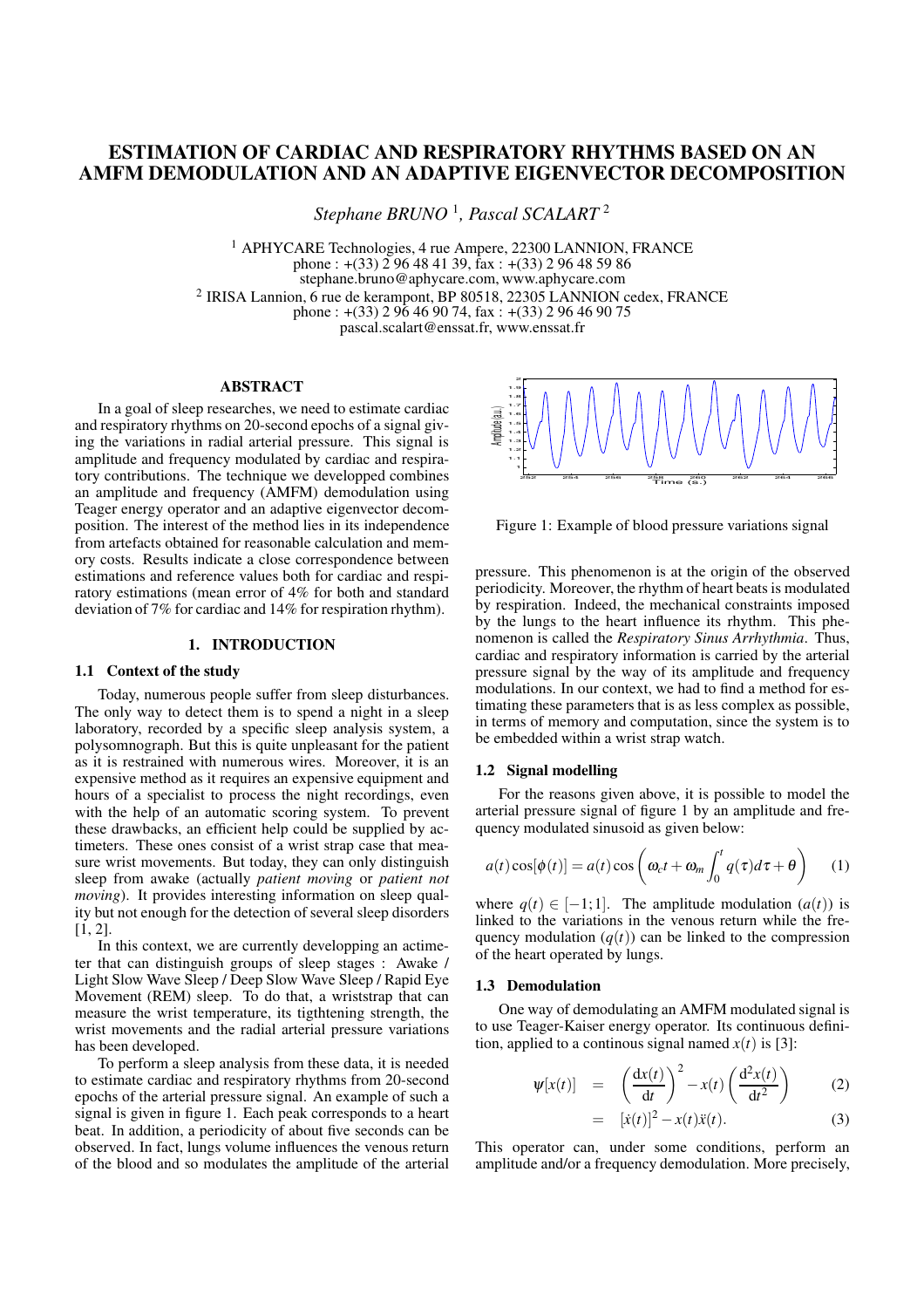# ESTIMATION OF CARDIAC AND RESPIRATORY RHYTHMS BASED ON AN AMFM DEMODULATION AND AN ADAPTIVE EIGENVECTOR DECOMPOSITION

*Stephane BRUNO* [1], *Pascal SCALART* [2]

[1] APHYCARE Technologies, 4 rue Ampere, 22300 LANNION, FRANCE
phone : +(33) 2 96 48 41 39, fax : +(33) 2 96 48 59 86
stephane.bruno@aphycare.com, www.aphycare.com
[2] IRISA Lannion, 6 rue de kerampont, BP 80518, 22305 LANNION cedex, FRANCE
phone : +(33) 2 96 46 90 74, fax : +(33) 2 96 46 90 75
pascal.scalart@enssat.fr, www.enssat.fr

## ABSTRACT

In a goal of sleep researches, we need to estimate cardiac and respiratory rhythms on 20-second epochs of a signal giving the variations in radial arterial pressure. This signal is amplitude and frequency modulated by cardiac and respiratory contributions. The technique we developped combines an amplitude and frequency (AMFM) demodulation using Teager energy operator and an adaptive eigenvector decomposition. The interest of the method lies in its independence from artefacts obtained for reasonable calculation and memory costs. Results indicate a close correspondence between estimations and reference values both for cardiac and respiratory estimations (mean error of 4% for both and standard deviation of 7% for cardiac and 14% for respiration rhythm).

## 1. INTRODUCTION

### 1.1 Context of the study

Today, numerous people suffer from sleep disturbances. The only way to detect them is to spend a night in a sleep laboratory, recorded by a specific sleep analysis system, a polysomnograph. But this is quite unpleasant for the patient as it is restrained with numerous wires. Moreover, it is an expensive method as it requires an expensive equipment and hours of a specialist to process the night recordings, even with the help of an automatic scoring system. To prevent these drawbacks, an efficient help could be supplied by actimeters. These ones consist of a wrist strap case that measure wrist movements. But today, they can only distinguish sleep from awake (actually *patient moving* or *patient not moving*). It provides interesting information on sleep quality but not enough for the detection of several sleep disorders [1, 2].

In this context, we are currently developping an actimeter that can distinguish groups of sleep stages : Awake / Light Slow Wave Sleep / Deep Slow Wave Sleep / Rapid Eye Movement (REM) sleep. To do that, a wriststrap that can measure the wrist temperature, its tigthtening strength, the wrist movements and the radial arterial pressure variations has been developed.

To perform a sleep analysis from these data, it is needed to estimate cardiac and respiratory rhythms from 20-second epochs of the arterial pressure signal. An example of such a signal is given in figure 1. Each peak corresponds to a heart beat. In addition, a periodicity of about five seconds can be observed. In fact, lungs volume influences the venous return of the blood and so modulates the amplitude of the arterial pressure. This phenomenon is at the origin of the observed periodicity. Moreover, the rhythm of heart beats is modulated by respiration. Indeed, the mechanical constraints imposed by the lungs to the heart influence its rhythm. This phenomenon is called the *Respiratory Sinus Arrhythmia*. Thus, cardiac and respiratory information is carried by the arterial pressure signal by the way of its amplitude and frequency modulations. In our context, we had to find a method for estimating these parameters that is as less complex as possible, in terms of memory and computation, since the system is to be embedded within a wrist strap watch.

Figure 1: Example of blood pressure variations signal

### 1.2 Signal modelling

For the reasons given above, it is possible to model the arterial pressure signal of figure 1 by an amplitude and frequency modulated sinusoid as given below:

$$a(t)\cos[\phi(t)] = a(t)\cos\left(\omega_c t + \omega_m \int_0^t q(\tau)d\tau + \theta\right) \qquad (1)$$

where $q(t) \in [-1;1]$. The amplitude modulation ($a(t)$) is linked to the variations in the venous return while the frequency modulation ($q(t)$) can be linked to the compression of the heart operated by lungs.

### 1.3 Demodulation

One way of demodulating an AMFM modulated signal is to use Teager-Kaiser energy operator. Its continuous definition, applied to a continous signal named $x(t)$ is [3]:

$$\Psi[x(t)] = \left(\frac{\mathrm{d}x(t)}{\mathrm{d}t}\right)^2 - x(t)\left(\frac{\mathrm{d}^2x(t)}{\mathrm{d}t^2}\right) \qquad (2)$$

$$= [\dot{x}(t)]^2 - x(t)\ddot{x}(t). \qquad (3)$$

This operator can, under some conditions, perform an amplitude and/or a frequency demodulation. More precisely,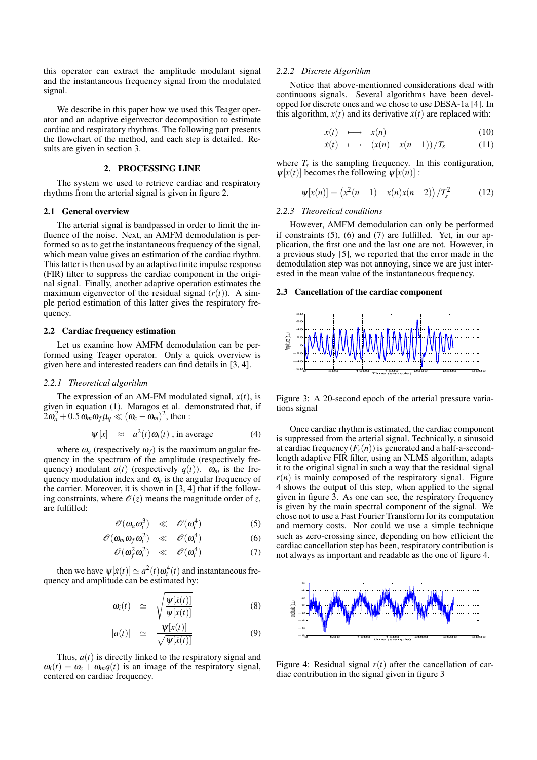this operator can extract the amplitude modulant signal and the instantaneous frequency signal from the modulated signal.

We describe in this paper how we used this Teager operator and an adaptive eigenvector decomposition to estimate cardiac and respiratory rhythms. The following part presents the flowchart of the method, and each step is detailed. Results are given in section 3.

## 2. PROCESSING LINE

The system we used to retrieve cardiac and respiratory rhythms from the arterial signal is given in figure 2.

### 2.1 General overview

The arterial signal is bandpassed in order to limit the influence of the noise. Next, an AMFM demodulation is performed so as to get the instantaneous frequency of the signal, which mean value gives an estimation of the cardiac rhythm. This latter is then used by an adaptive finite impulse response (FIR) filter to suppress the cardiac component in the original signal. Finally, another adaptive operation estimates the maximum eigenvector of the residual signal ($r(t)$). A simple period estimation of this latter gives the respiratory frequency.

### 2.2 Cardiac frequency estimation

Let us examine how AMFM demodulation can be performed using Teager operator. Only a quick overview is given here and interested readers can find details in [3, 4].

#### *2.2.1 Theoretical algorithm*

The expression of an AM-FM modulated signal, $x(t)$, is given in equation (1). Maragos et al. demonstrated that, if $2\omega_a^2 + 0.5\,\omega_m\omega_f\mu_q \ll (\omega_c - \omega_m)^2$, then :

$$\psi[x] \quad \approx \quad a^2(t)\omega_i(t) \text{ , in average} \tag{4}$$

where $\omega_a$ (respectively $\omega_f$) is the maximum angular frequency in the spectrum of the amplitude (respectively frequency) modulant $a(t)$ (respectively $q(t)$). $\omega_m$ is the frequency modulation index and $\omega_c$ is the angular frequency of the carrier. Moreover, it is shown in [3, 4] that if the following constraints, where $\mathcal{O}(z)$ means the magnitude order of $z$, are fulfilled:

$$\mathcal{O}(\omega_a\omega_i^3) \quad \ll \quad \mathcal{O}(\omega_i^4) \tag{5}$$

$$\mathcal{O}(\omega_m\omega_f\omega_i^2) \quad \ll \quad \mathcal{O}(\omega_i^4) \tag{6}$$

$$\mathcal{O}(\omega_f^2\omega_i^2) \quad \ll \quad \mathcal{O}(\omega_i^4) \tag{7}$$

then we have $\psi[\dot{x}(t)] \simeq a^2(t)\omega_i^4(t)$ and instantaneous frequency and amplitude can be estimated by:

$$\omega_i(t) \quad \simeq \quad \sqrt{\frac{\psi[\dot{x}(t)]}{\psi[x(t)]}} \tag{8}$$

$$|a(t)| \quad \simeq \quad \frac{\psi[x(t)]}{\sqrt{\psi[\dot{x}(t)]}} \tag{9}$$

Thus, $a(t)$ is directly linked to the respiratory signal and $\omega_i(t) = \omega_c + \omega_m q(t)$ is an image of the respiratory signal, centered on cardiac frequency.

#### *2.2.2 Discrete Algorithm*

Notice that above-mentionned considerations deal with continuous signals. Several algorithms have been developed for discrete ones and we chose to use DESA-1a [4]. In this algorithm, $x(t)$ and its derivative $\dot{x}(t)$ are replaced with:

$$x(t) \quad \longmapsto \quad x(n) \tag{10}$$

$$\dot{x}(t) \quad \longmapsto \quad (x(n) - x(n-1))/T_s \tag{11}$$

where $T_s$ is the sampling frequency. In this configuration, $\psi[x(t)]$ becomes the following $\psi[x(n)]$ :

$$\psi[x(n)] = \left(x^2(n-1) - x(n)x(n-2)\right)/T_s^2 \tag{12}$$

#### *2.2.3 Theoretical conditions*

However, AMFM demodulation can only be performed if constraints (5), (6) and (7) are fulfilled. Yet, in our application, the first one and the last one are not. However, in a previous study [5], we reported that the error made in the demodulation step was not annoying, since we are just interested in the mean value of the instantaneous frequency.

### 2.3 Cancellation of the cardiac component

Figure 3: A 20-second epoch of the arterial pressure variations signal

Once cardiac rhythm is estimated, the cardiac component is suppressed from the arterial signal. Technically, a sinusoid at cardiac frequency ($F_c(n)$) is generated and a half-a-second-length adaptive FIR filter, using an NLMS algorithm, adapts it to the original signal in such a way that the residual signal $r(n)$ is mainly composed of the respiratory signal. Figure 4 shows the output of this step, when applied to the signal given in figure 3. As one can see, the respiratory frequency is given by the main spectral component of the signal. We chose not to use a Fast Fourier Transform for its computation and memory costs. Nor could we use a simple technique such as zero-crossing since, depending on how efficient the cardiac cancellation step has been, respiratory contribution is not always as important and readable as the one of figure 4.

Figure 4: Residual signal $r(t)$ after the cancellation of cardiac contribution in the signal given in figure 3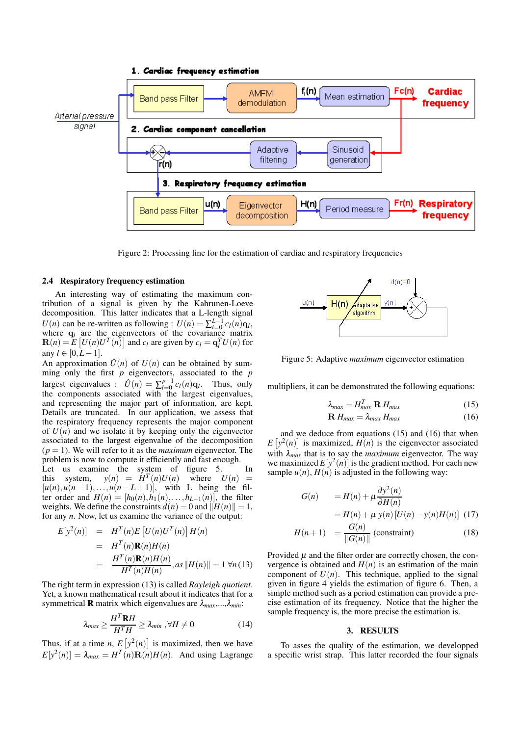Figure 2: Processing line for the estimation of cardiac and respiratory frequencies

### 2.4 Respiratory frequency estimation

An interesting way of estimating the maximum contribution of a signal is given by the Kahrunen-Loeve decomposition. This latter indicates that a L-length signal $U(n)$ can be re-written as following : $U(n) = \sum_{l=0}^{L-1} c_l(n)\mathbf{q}_l$, where $\mathbf{q}_l$ are the eigenvectors of the covariance matrix $\mathbf{R}(n) = E\left[U(n)U^T(n)\right]$ and $c_l$ are given by $c_l = \mathbf{q}_l^T U(n)$ for any $l \in [0, L-1]$.
An approximation $\hat{U}(n)$ of $U(n)$ can be obtained by summing only the first $p$ eigenvectors, associated to the $p$ largest eigenvalues : $\hat{U}(n) = \sum_{l=0}^{p-1} c_l(n)\mathbf{q}_l$. Thus, only the components associated with the largest eigenvalues, and representing the major part of information, are kept. Details are truncated. In our application, we assess that the respiratory frequency represents the major component of $U(n)$ and we isolate it by keeping only the eigenvector associated to the largest eigenvalue of the decomposition ($p = 1$). We will refer to it as the *maximum* eigenvector. The problem is now to compute it efficiently and fast enough.
Let us examine the system of figure 5. In this system, $y(n) = H^T(n)U(n)$ where $U(n) = [u(n), u(n-1), \ldots, u(n-L+1)]$, with L being the filter order and $H(n) = [h_0(n), h_1(n), \ldots, h_{L-1}(n)]$, the filter weights. We define the constraints $d(n) = 0$ and $\|H(n)\| = 1$, for any $n$. Now, let us examine the variance of the output:

$$
\begin{aligned}
E[y^2(n)] &= H^T(n)E\left[U(n)U^T(n)\right]H(n) \\
&= H^T(n)\mathbf{R}(n)H(n) \\
&= \frac{H^T(n)\mathbf{R}(n)H(n)}{H^T(n)H(n)}, as\ \|H(n)\| = 1\ \forall n \quad (13)
\end{aligned}
$$

The right term in expression (13) is called *Rayleigh quotient*. Yet, a known mathematical result about it indicates that for a symmetrical $\mathbf{R}$ matrix which eigenvalues are $\lambda_{max}, \ldots, \lambda_{min}$:

$$
\lambda_{max} \geq \frac{H^T\mathbf{R}H}{H^TH} \geq \lambda_{min}\ , \forall H \neq 0 \quad (14)
$$

Thus, if at a time $n$, $E\left[y^2(n)\right]$ is maximized, then we have $E[y^2(n)] = \lambda_{max} = H^T(n)\mathbf{R}(n)H(n)$. And using Lagrange multipliers, it can be demonstrated the following equations:

Figure 5: Adaptive *maximum* eigenvector estimation

$$
\lambda_{max} = H_{max}^T\,\mathbf{R}\,H_{max} \quad (15)
$$
$$
\mathbf{R}\,H_{max} = \lambda_{max}\,H_{max} \quad (16)
$$

and we deduce from equations (15) and (16) that when $E\left[y^2(n)\right]$ is maximized, $H(n)$ is the eigenvector associated with $\lambda_{max}$ that is to say the *maximum* eigenvector. The way we maximized $E[y^2(n)]$ is the gradient method. For each new sample $u(n)$, $H(n)$ is adjusted in the following way:

$$
\begin{aligned}
G(n) &= H(n) + \mu\frac{\partial y^2(n)}{\partial H(n)} \\
&= H(n) + \mu\ y(n)\left[U(n) - y(n)H(n)\right] \quad (17) \\
H(n+1) &= \frac{G(n)}{\|G(n)\|}\ \text{(constraint)} \quad (18)
\end{aligned}
$$

Provided $\mu$ and the filter order are correctly chosen, the convergence is obtained and $H(n)$ is an estimation of the main component of $U(n)$. This technique, applied to the signal given in figure 4 yields the estimation of figure 6. Then, a simple method such as a period estimation can provide a precise estimation of its frequency. Notice that the higher the sample frequency is, the more precise the estimation is.

## 3. RESULTS

To asses the quality of the estimation, we developped a specific wrist strap. This latter recorded the four signals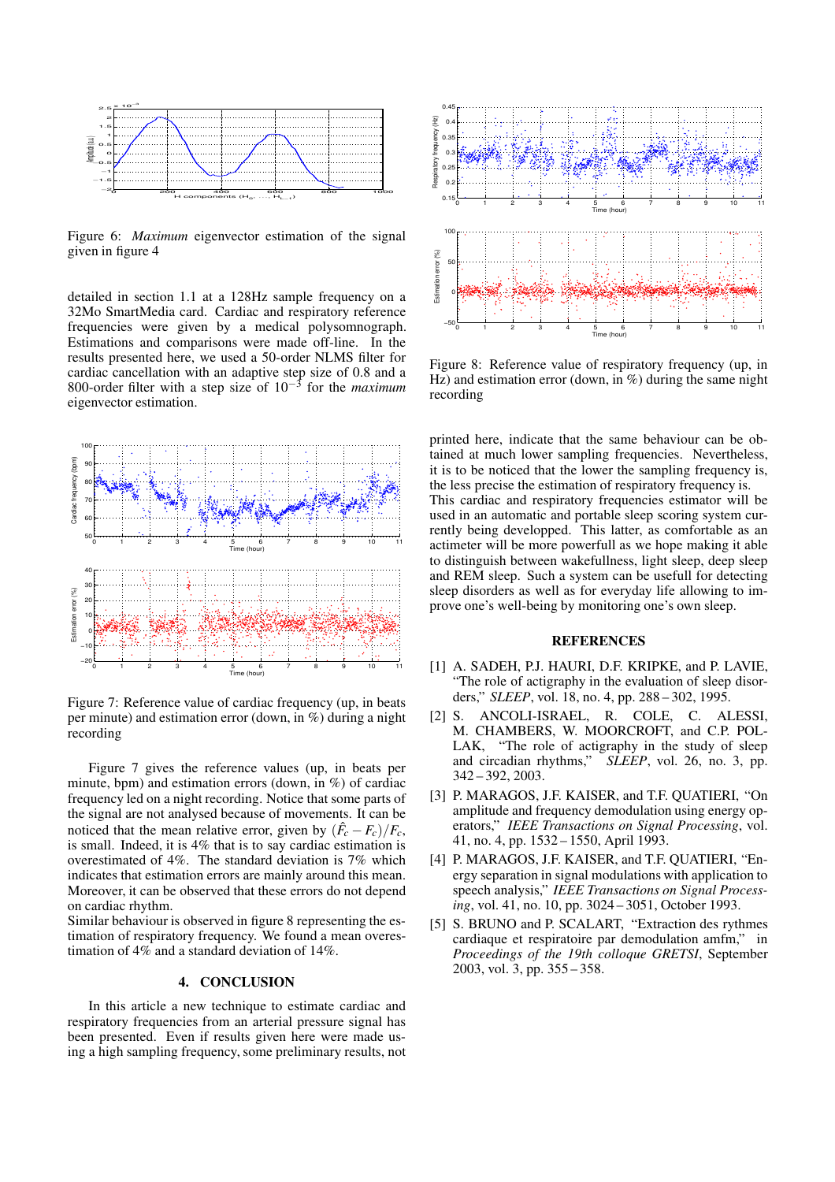2.5 × 10⁻³

Amplitude (a.u.)

H components (H0, ..., HL-1)

Figure 6: *Maximum* eigenvector estimation of the signal given in figure 4

detailed in section 1.1 at a 128Hz sample frequency on a 32Mo SmartMedia card. Cardiac and respiratory reference frequencies were given by a medical polysomnograph. Estimations and comparisons were made off-line. In the results presented here, we used a 50-order NLMS filter for cardiac cancellation with an adaptive step size of 0.8 and a 800-order filter with a step size of $10^{-3}$ for the *maximum* eigenvector estimation.

Cardiac frequency (bpm)

Time (hour)

Estimation error (%)

Time (hour)

Figure 7: Reference value of cardiac frequency (up, in beats per minute) and estimation error (down, in %) during a night recording

Figure 7 gives the reference values (up, in beats per minute, bpm) and estimation errors (down, in %) of cardiac frequency led on a night recording. Notice that some parts of the signal are not analysed because of movements. It can be noticed that the mean relative error, given by $(\hat{F}_c - F_c)/F_c$, is small. Indeed, it is 4% that is to say cardiac estimation is overestimated of 4%. The standard deviation is 7% which indicates that estimation errors are mainly around this mean. Moreover, it can be observed that these errors do not depend on cardiac rhythm.
Similar behaviour is observed in figure 8 representing the estimation of respiratory frequency. We found a mean overestimation of 4% and a standard deviation of 14%.

## 4. CONCLUSION

In this article a new technique to estimate cardiac and respiratory frequencies from an arterial pressure signal has been presented. Even if results given here were made using a high sampling frequency, some preliminary results, not printed here, indicate that the same behaviour can be obtained at much lower sampling frequencies. Nevertheless, it is to be noticed that the lower the sampling frequency is, the less precise the estimation of respiratory frequency is.
This cardiac and respiratory frequencies estimator will be used in an automatic and portable sleep scoring system currently being developped. This latter, as comfortable as an actimeter will be more powerfull as we hope making it able to distinguish between wakefullness, light sleep, deep sleep and REM sleep. Such a system can be usefull for detecting sleep disorders as well as for everyday life allowing to improve one's well-being by monitoring one's own sleep.

Respiratory frequency (Hz)

Time (hour)

Estimation error (%)

Time (hour)

Figure 8: Reference value of respiratory frequency (up, in Hz) and estimation error (down, in %) during the same night recording

## REFERENCES

[1] A. SADEH, P.J. HAURI, D.F. KRIPKE, and P. LAVIE, "The role of actigraphy in the evaluation of sleep disorders," *SLEEP*, vol. 18, no. 4, pp. 288 – 302, 1995.

[2] S. ANCOLI-ISRAEL, R. COLE, C. ALESSI, M. CHAMBERS, W. MOORCROFT, and C.P. POLLAK, "The role of actigraphy in the study of sleep and circadian rhythms," *SLEEP*, vol. 26, no. 3, pp. 342 – 392, 2003.

[3] P. MARAGOS, J.F. KAISER, and T.F. QUATIERI, "On amplitude and frequency demodulation using energy operators," *IEEE Transactions on Signal Processing*, vol. 41, no. 4, pp. 1532 – 1550, April 1993.

[4] P. MARAGOS, J.F. KAISER, and T.F. QUATIERI, "Energy separation in signal modulations with application to speech analysis," *IEEE Transactions on Signal Processing*, vol. 41, no. 10, pp. 3024 – 3051, October 1993.

[5] S. BRUNO and P. SCALART, "Extraction des rythmes cardiaque et respiratoire par demodulation amfm," in *Proceedings of the 19th colloque GRETSI*, September 2003, vol. 3, pp. 355 – 358.